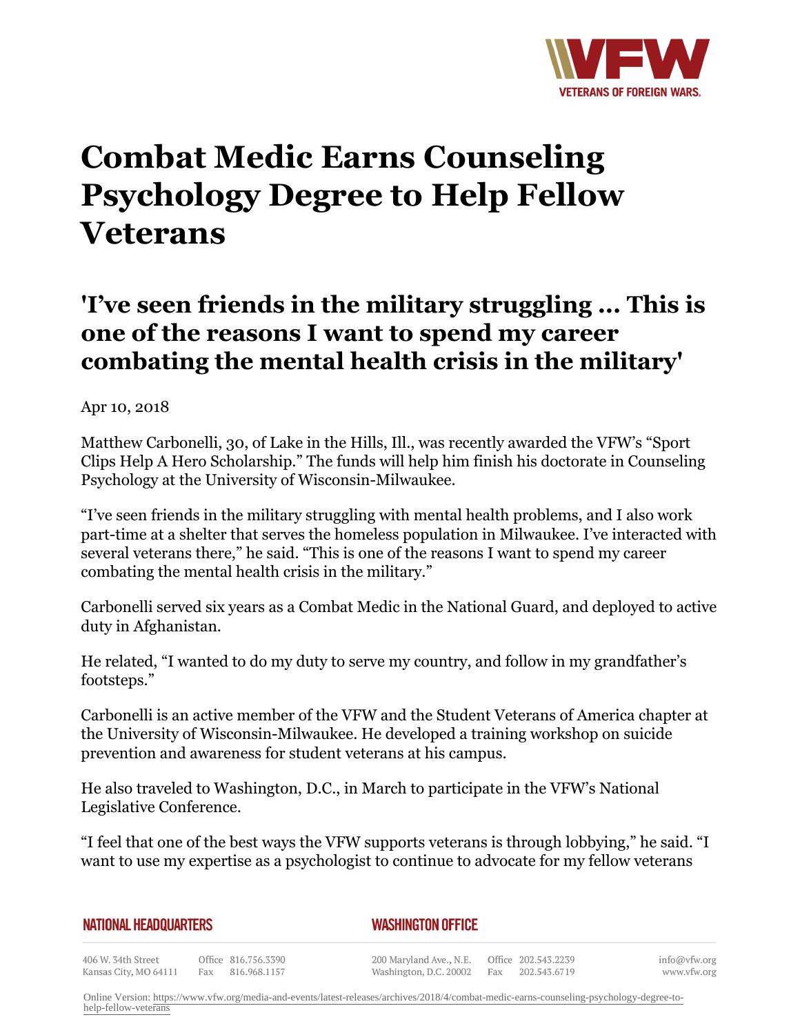# Combat Medic Earns Counseling Psychology Degree to Help Fellow Veterans

## 'I've seen friends in the military struggling ... This is one of the reasons I want to spend my career combating the mental health crisis in the military'

Apr 10, 2018

Matthew Carbonelli, 30, of Lake in the Hills, Ill., was recently awarded the VFW's "Sport Clips Help A Hero Scholarship." The funds will help him finish his doctorate in Counseling Psychology at the University of Wisconsin-Milwaukee.

"I've seen friends in the military struggling with mental health problems, and I also work part-time at a shelter that serves the homeless population in Milwaukee. I've interacted with several veterans there," he said. "This is one of the reasons I want to spend my career combating the mental health crisis in the military."

Carbonelli served six years as a Combat Medic in the National Guard, and deployed to active duty in Afghanistan.

He related, "I wanted to do my duty to serve my country, and follow in my grandfather's footsteps."

Carbonelli is an active member of the VFW and the Student Veterans of America chapter at the University of Wisconsin-Milwaukee. He developed a training workshop on suicide prevention and awareness for student veterans at his campus.

He also traveled to Washington, D.C., in March to participate in the VFW's National Legislative Conference.

"I feel that one of the best ways the VFW supports veterans is through lobbying," he said. "I want to use my expertise as a psychologist to continue to advocate for my fellow veterans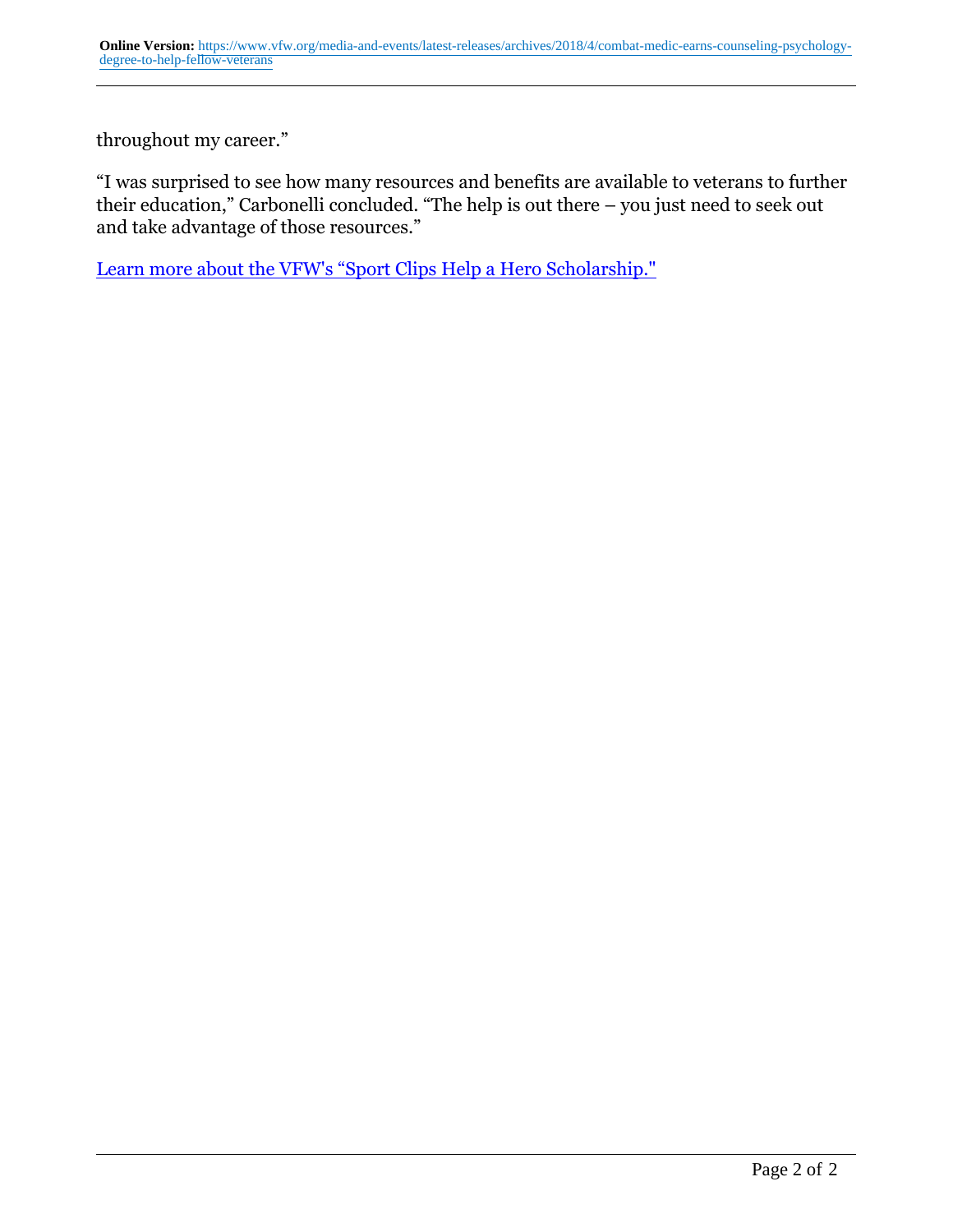throughout my career."

"I was surprised to see how many resources and benefits are available to veterans to further their education," Carbonelli concluded. "The help is out there – you just need to seek out and take advantage of those resources."

Learn more about the VFW's "Sport Clips Help a Hero Scholarship."